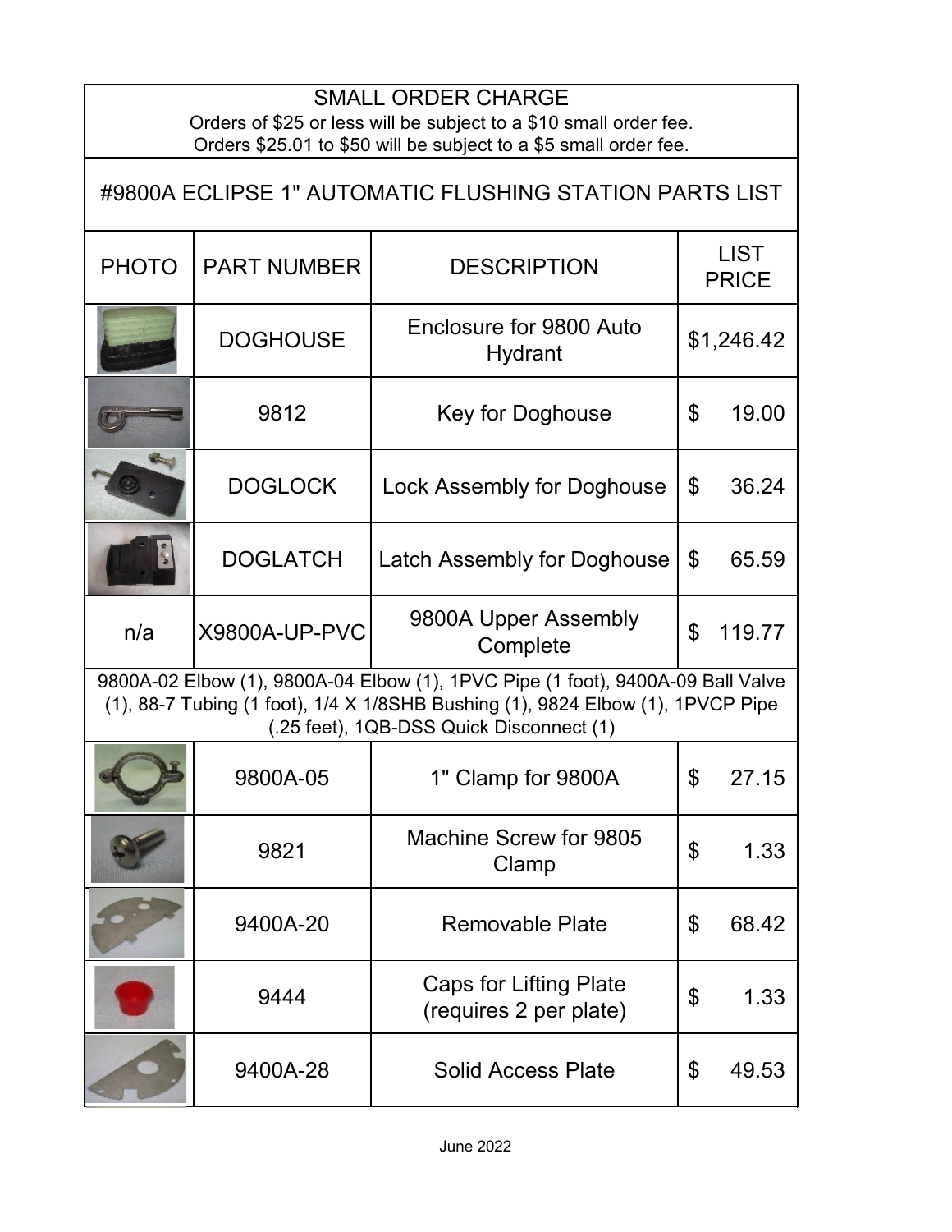## SMALL ORDER CHARGE

Orders of $25 or less will be subject to a $10 small order fee.
Orders $25.01 to $50 will be subject to a $5 small order fee.

# #9800A ECLIPSE 1" AUTOMATIC FLUSHING STATION PARTS LIST

| PHOTO | PART NUMBER | DESCRIPTION | LIST PRICE |
|---|---|---|---|
| | DOGHOUSE | Enclosure for 9800 Auto Hydrant | $1,246.42 |
| | 9812 | Key for Doghouse | $ 19.00 |
| | DOGLOCK | Lock Assembly for Doghouse | $ 36.24 |
| | DOGLATCH | Latch Assembly for Doghouse | $ 65.59 |
| n/a | X9800A-UP-PVC | 9800A Upper Assembly Complete | $ 119.77 |
| 9800A-02 Elbow (1), 9800A-04 Elbow (1), 1PVC Pipe (1 foot), 9400A-09 Ball Valve (1), 88-7 Tubing (1 foot), 1/4 X 1/8SHB Bushing (1), 9824 Elbow (1), 1PVCP Pipe (.25 feet), 1QB-DSS Quick Disconnect (1) | | | |
| | 9800A-05 | 1" Clamp for 9800A | $ 27.15 |
| | 9821 | Machine Screw for 9805 Clamp | $ 1.33 |
| | 9400A-20 | Removable Plate | $ 68.42 |
| | 9444 | Caps for Lifting Plate (requires 2 per plate) | $ 1.33 |
| | 9400A-28 | Solid Access Plate | $ 49.53 |

June 2022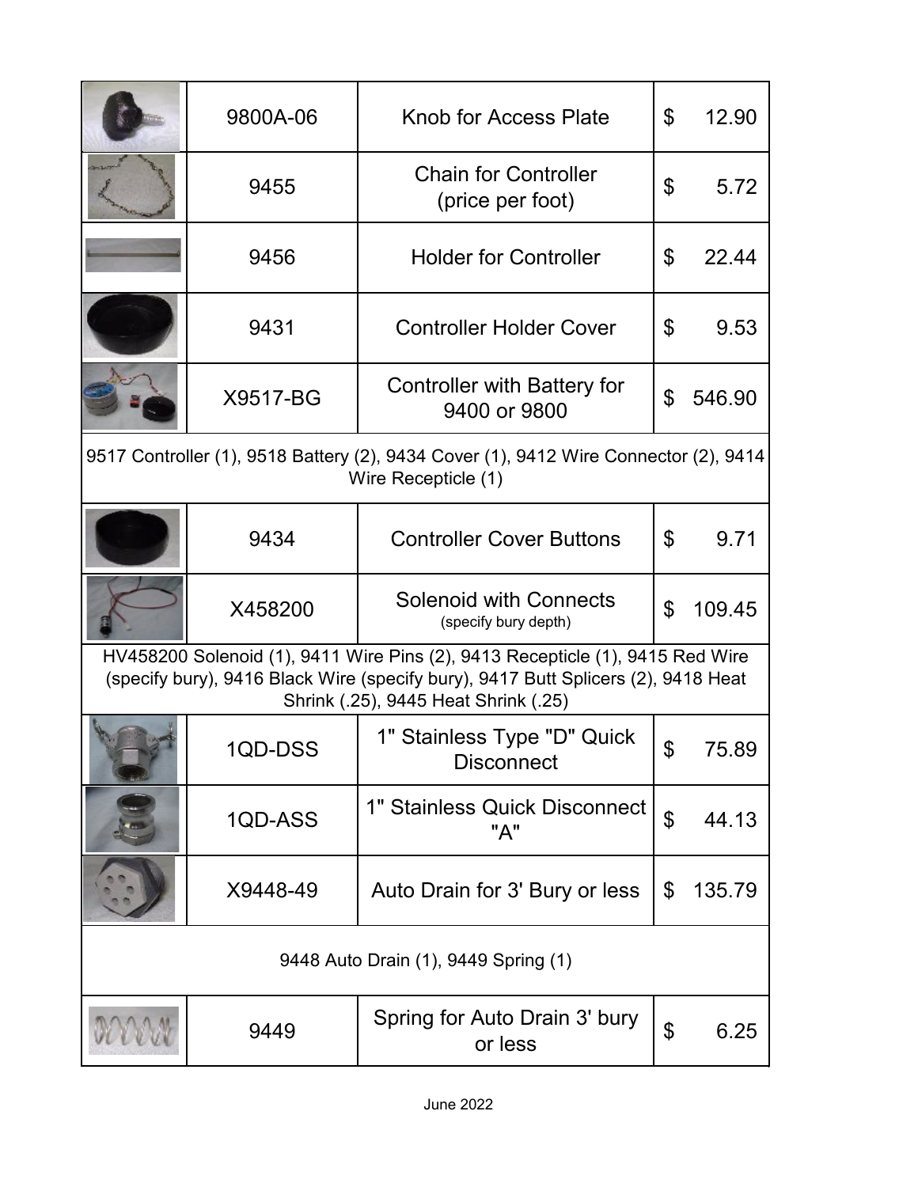| | Part No. | Description | Price |
|---|---|---|---|
| | 9800A-06 | Knob for Access Plate | $ 12.90 |
| | 9455 | Chain for Controller (price per foot) | $ 5.72 |
| | 9456 | Holder for Controller | $ 22.44 |
| | 9431 | Controller Holder Cover | $ 9.53 |
| | X9517-BG | Controller with Battery for 9400 or 9800 | $ 546.90 |
| 9517 Controller (1), 9518 Battery (2), 9434 Cover (1), 9412 Wire Connector (2), 9414 Wire Recepticle (1) | | | |
| | 9434 | Controller Cover Buttons | $ 9.71 |
| | X458200 | Solenoid with Connects (specify bury depth) | $ 109.45 |
| HV458200 Solenoid (1), 9411 Wire Pins (2), 9413 Recepticle (1), 9415 Red Wire (specify bury), 9416 Black Wire (specify bury), 9417 Butt Splicers (2), 9418 Heat Shrink (.25), 9445 Heat Shrink (.25) | | | |
| | 1QD-DSS | 1" Stainless Type "D" Quick Disconnect | $ 75.89 |
| | 1QD-ASS | 1" Stainless Quick Disconnect "A" | $ 44.13 |
| | X9448-49 | Auto Drain for 3' Bury or less | $ 135.79 |
| 9448 Auto Drain (1), 9449 Spring (1) | | | |
| | 9449 | Spring for Auto Drain 3' bury or less | $ 6.25 |

June 2022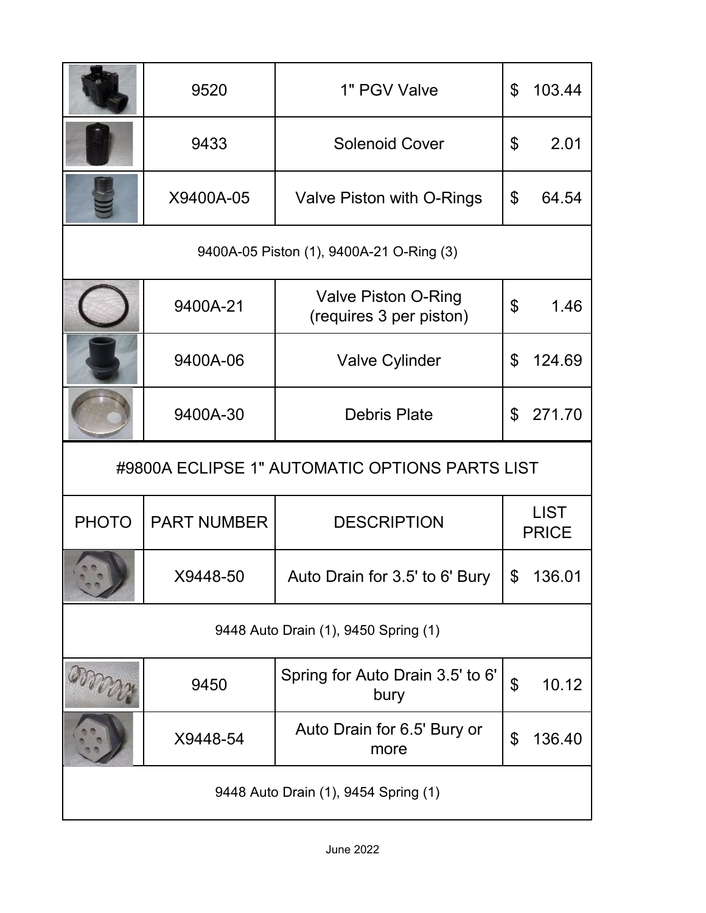| PHOTO | PART NUMBER | DESCRIPTION | LIST PRICE |
|---|---|---|---|
| | 9520 | 1" PGV Valve | $ 103.44 |
| | 9433 | Solenoid Cover | $ 2.01 |
| | X9400A-05 | Valve Piston with O-Rings | $ 64.54 |
| 9400A-05 Piston (1), 9400A-21 O-Ring (3) | | | |
| | 9400A-21 | Valve Piston O-Ring (requires 3 per piston) | $ 1.46 |
| | 9400A-06 | Valve Cylinder | $ 124.69 |
| | 9400A-30 | Debris Plate | $ 271.70 |

## #9800A ECLIPSE 1" AUTOMATIC OPTIONS PARTS LIST

| PHOTO | PART NUMBER | DESCRIPTION | LIST PRICE |
|---|---|---|---|
| | X9448-50 | Auto Drain for 3.5' to 6' Bury | $ 136.01 |
| 9448 Auto Drain (1), 9450 Spring (1) | | | |
| | 9450 | Spring for Auto Drain 3.5' to 6' bury | $ 10.12 |
| | X9448-54 | Auto Drain for 6.5' Bury or more | $ 136.40 |
| 9448 Auto Drain (1), 9454 Spring (1) | | | |

June 2022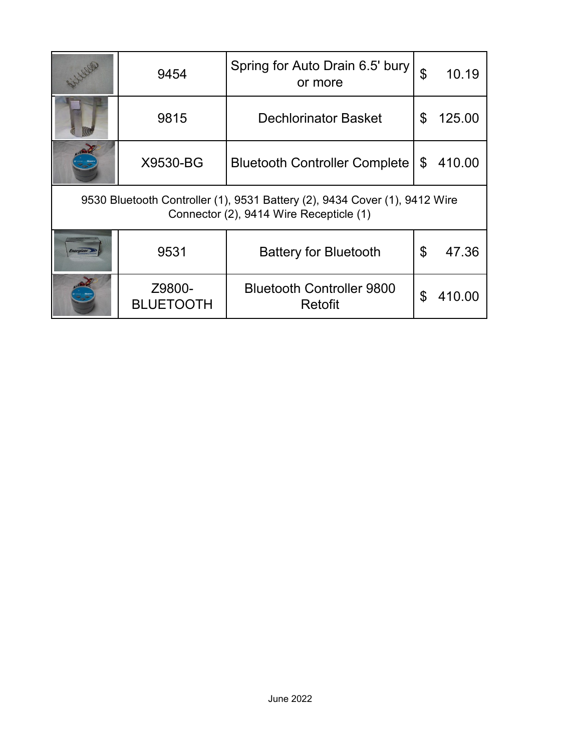| | | | |
|---|---|---|---|
| | 9454 | Spring for Auto Drain 6.5' bury or more | $ 10.19 |
| | 9815 | Dechlorinator Basket | $ 125.00 |
| | X9530-BG | Bluetooth Controller Complete | $ 410.00 |
| 9530 Bluetooth Controller (1), 9531 Battery (2), 9434 Cover (1), 9412 Wire Connector (2), 9414 Wire Recepticle (1) | | | |
| | 9531 | Battery for Bluetooth | $ 47.36 |
| | Z9800-BLUETOOTH | Bluetooth Controller 9800 Retofit | $ 410.00 |

June 2022